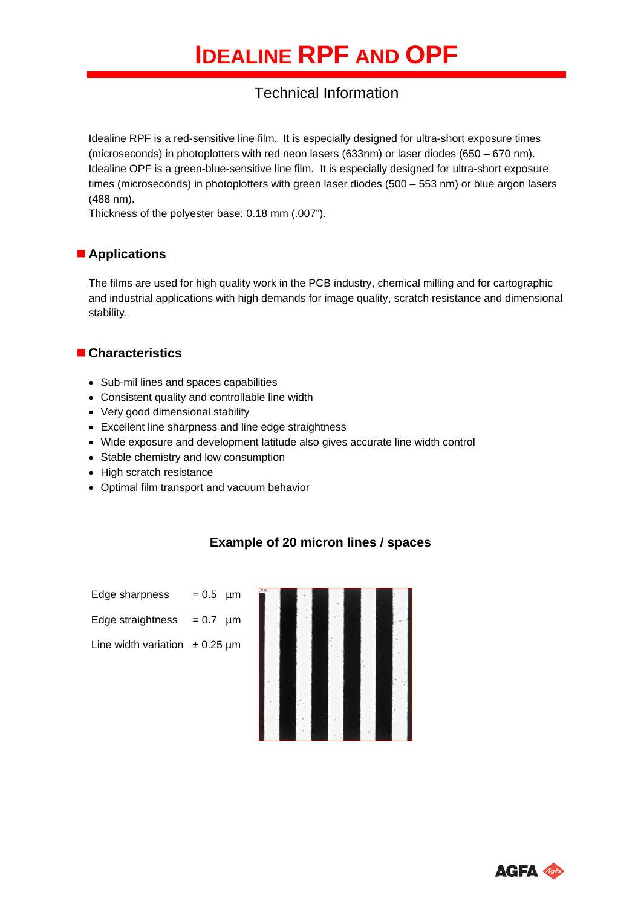# IDEALINE RPF AND OPF

## Technical Information

Idealine RPF is a red-sensitive line film. It is especially designed for ultra-short exposure times (microseconds) in photoplotters with red neon lasers (633nm) or laser diodes (650 – 670 nm). Idealine OPF is a green-blue-sensitive line film. It is especially designed for ultra-short exposure times (microseconds) in photoplotters with green laser diodes (500 – 553 nm) or blue argon lasers (488 nm).
Thickness of the polyester base: 0.18 mm (.007”).

## Applications

The films are used for high quality work in the PCB industry, chemical milling and for cartographic and industrial applications with high demands for image quality, scratch resistance and dimensional stability.

## Characteristics

- Sub-mil lines and spaces capabilities
- Consistent quality and controllable line width
- Very good dimensional stability
- Excellent line sharpness and line edge straightness
- Wide exposure and development latitude also gives accurate line width control
- Stable chemistry and low consumption
- High scratch resistance
- Optimal film transport and vacuum behavior

### Example of 20 micron lines / spaces

| | |
|---|---|
| Edge sharpness | = 0.5 µm |
| Edge straightness | = 0.7 µm |
| Line width variation | ± 0.25 µm |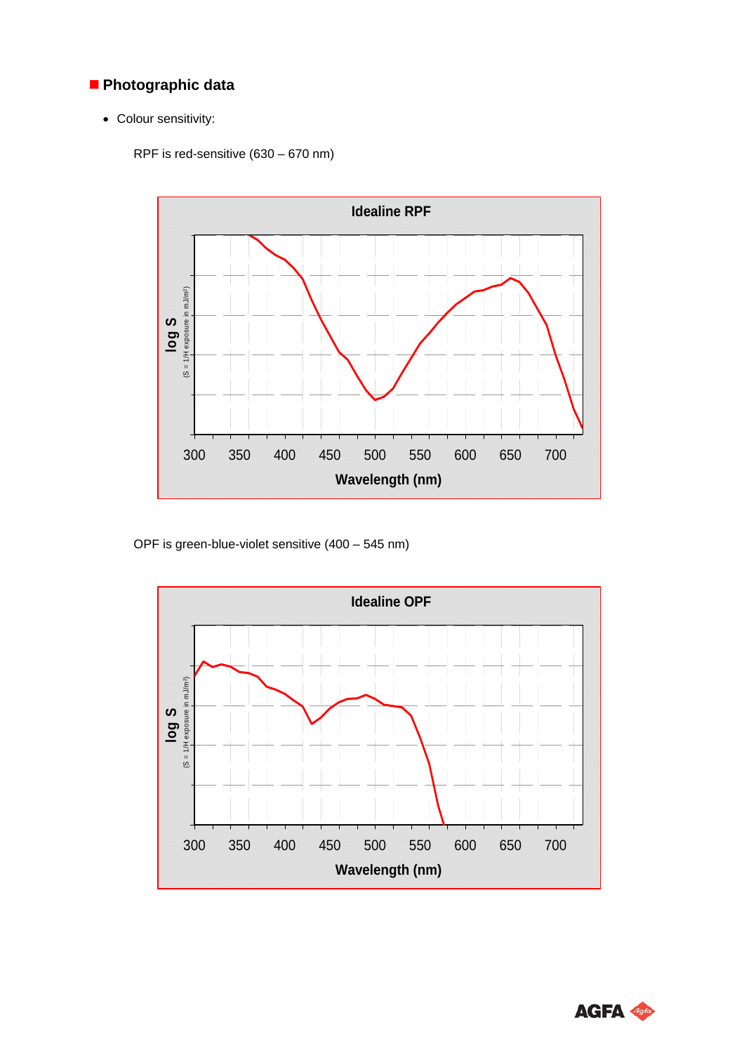## Photographic data

- Colour sensitivity:

RPF is red-sensitive (630 – 670 nm)

Idealine RPF

log S (S = 1/H exposure in mJ/m²)

300 350 400 450 500 550 600 650 700

Wavelength (nm)

OPF is green-blue-violet sensitive (400 – 545 nm)

Idealine OPF

log S (S = 1/H exposure in mJ/m²)

300 350 400 450 500 550 600 650 700

Wavelength (nm)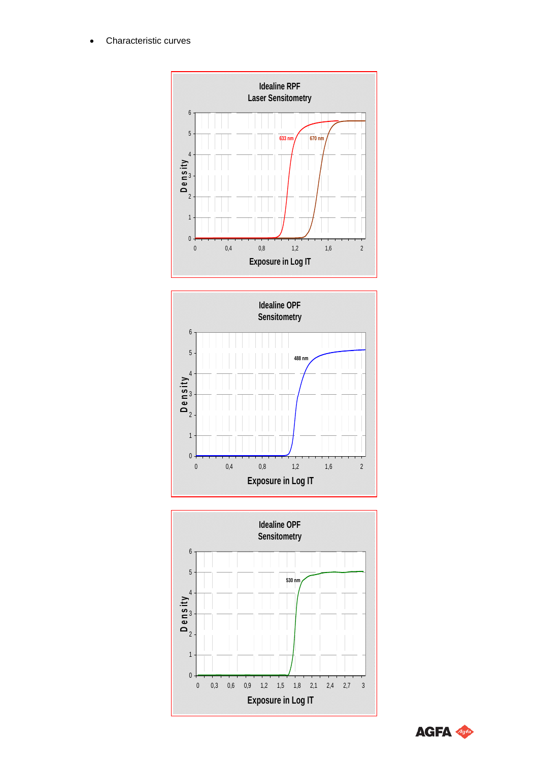- Characteristic curves

**Idealine RPF**
**Laser Sensitometry**

Density

633 nm

670 nm

Exposure in Log IT

**Idealine OPF**
**Sensitometry**

Density

488 nm

Exposure in Log IT

**Idealine OPF**
**Sensitometry**

Density

530 nm

Exposure in Log IT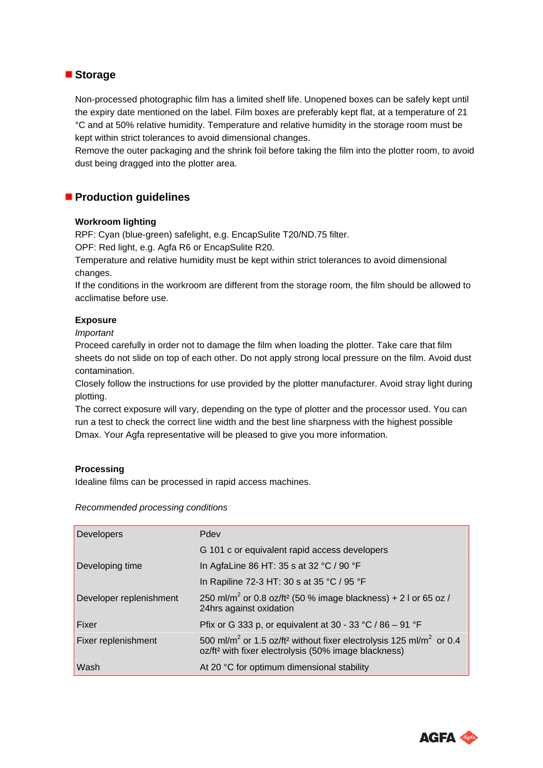## Storage

Non-processed photographic film has a limited shelf life. Unopened boxes can be safely kept until the expiry date mentioned on the label. Film boxes are preferably kept flat, at a temperature of 21 °C and at 50% relative humidity. Temperature and relative humidity in the storage room must be kept within strict tolerances to avoid dimensional changes.
Remove the outer packaging and the shrink foil before taking the film into the plotter room, to avoid dust being dragged into the plotter area.

## Production guidelines

### Workroom lighting

RPF: Cyan (blue-green) safelight, e.g. EncapSulite T20/ND.75 filter.
OPF: Red light, e.g. Agfa R6 or EncapSulite R20.
Temperature and relative humidity must be kept within strict tolerances to avoid dimensional changes.
If the conditions in the workroom are different from the storage room, the film should be allowed to acclimatise before use.

### Exposure

*Important*
Proceed carefully in order not to damage the film when loading the plotter. Take care that film sheets do not slide on top of each other. Do not apply strong local pressure on the film. Avoid dust contamination.
Closely follow the instructions for use provided by the plotter manufacturer. Avoid stray light during plotting.
The correct exposure will vary, depending on the type of plotter and the processor used. You can run a test to check the correct line width and the best line sharpness with the highest possible Dmax. Your Agfa representative will be pleased to give you more information.

### Processing

Idealine films can be processed in rapid access machines.

*Recommended processing conditions*

| | |
|---|---|
| Developers | Pdev |
| | G 101 c or equivalent rapid access developers |
| Developing time | In AgfaLine 86 HT: 35 s at 32 °C / 90 °F |
| | In Rapiline 72-3 HT: 30 s at 35 °C / 95 °F |
| Developer replenishment | 250 ml/m$^2$ or 0.8 oz/ft$^2$ (50 % image blackness) + 2 l or 65 oz / 24hrs against oxidation |
| Fixer | Pfix or G 333 p, or equivalent at 30 - 33 °C / 86 – 91 °F |
| Fixer replenishment | 500 ml/m$^2$ or 1.5 oz/ft$^2$ without fixer electrolysis 125 ml/m$^2$ or 0.4 oz/ft$^2$ with fixer electrolysis (50% image blackness) |
| Wash | At 20 °C for optimum dimensional stability |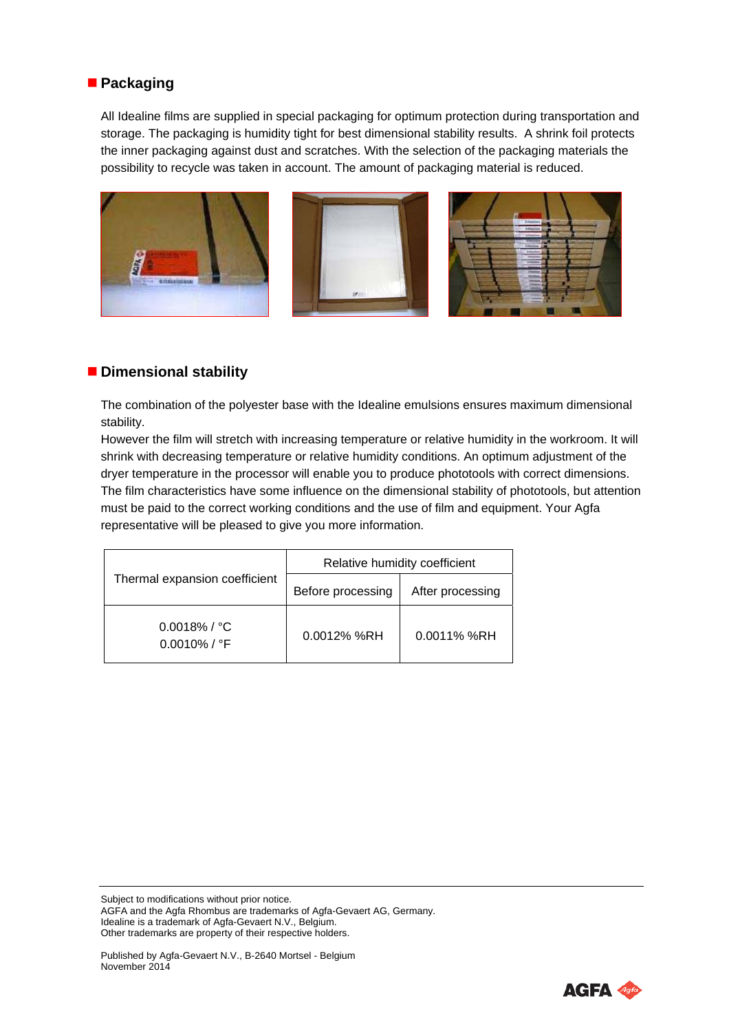## Packaging

All Idealine films are supplied in special packaging for optimum protection during transportation and storage. The packaging is humidity tight for best dimensional stability results. A shrink foil protects the inner packaging against dust and scratches. With the selection of the packaging materials the possibility to recycle was taken in account. The amount of packaging material is reduced.

## Dimensional stability

The combination of the polyester base with the Idealine emulsions ensures maximum dimensional stability.
However the film will stretch with increasing temperature or relative humidity in the workroom. It will shrink with decreasing temperature or relative humidity conditions. An optimum adjustment of the dryer temperature in the processor will enable you to produce phototools with correct dimensions.
The film characteristics have some influence on the dimensional stability of phototools, but attention must be paid to the correct working conditions and the use of film and equipment. Your Agfa representative will be pleased to give you more information.

| Thermal expansion coefficient | Relative humidity coefficient | |
|---|---|---|
| | Before processing | After processing |
| 0.0018% / °C<br>0.0010% / °F | 0.0012% %RH | 0.0011% %RH |

Subject to modifications without prior notice.
AGFA and the Agfa Rhombus are trademarks of Agfa-Gevaert AG, Germany.
Idealine is a trademark of Agfa-Gevaert N.V., Belgium.
Other trademarks are property of their respective holders.

Published by Agfa-Gevaert N.V., B-2640 Mortsel - Belgium
November 2014